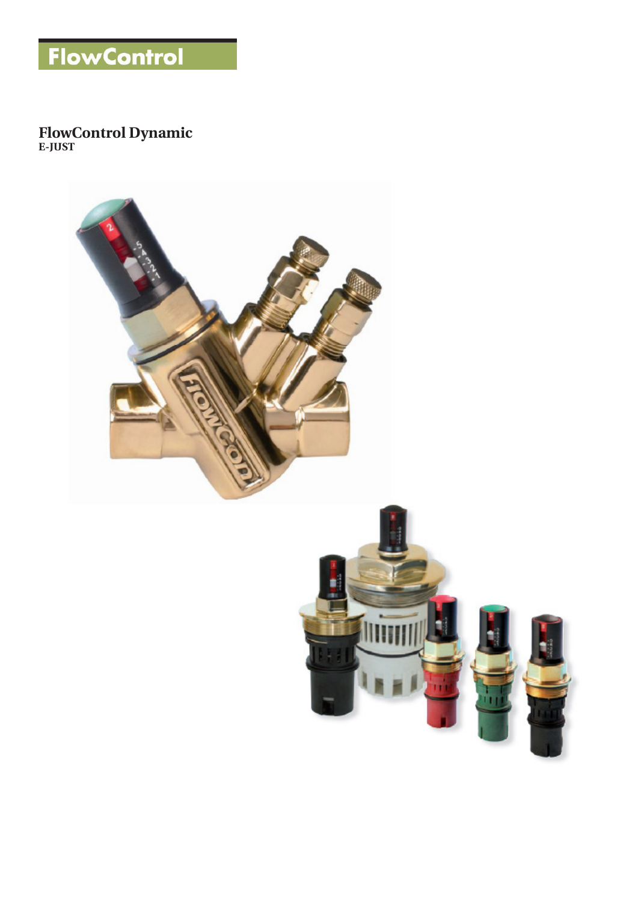# FlowControl

## FlowControl Dynamic
**E-JUST**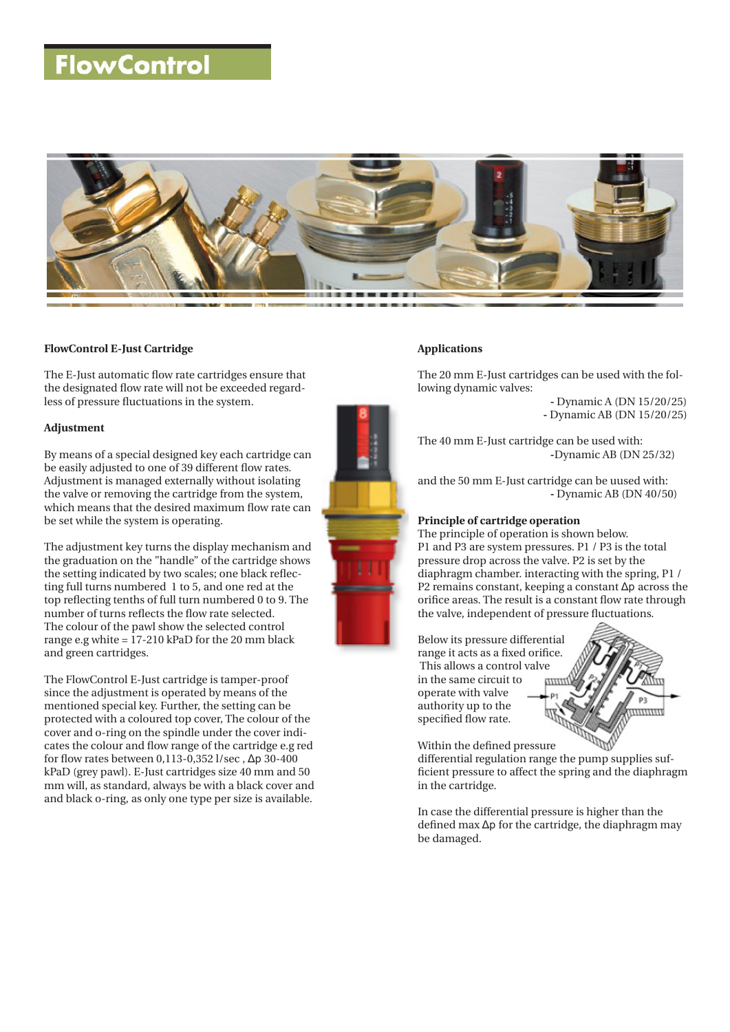# FlowControl

**FlowControl E-Just Cartridge**

The E-Just automatic flow rate cartridges ensure that the designated flow rate will not be exceeded regardless of pressure fluctuations in the system.

**Adjustment**

By means of a special designed key each cartridge can be easily adjusted to one of 39 different flow rates. Adjustment is managed externally without isolating the valve or removing the cartridge from the system, which means that the desired maximum flow rate can be set while the system is operating.

The adjustment key turns the display mechanism and the graduation on the "handle" of the cartridge shows the setting indicated by two scales; one black reflecting full turns numbered 1 to 5, and one red at the top reflecting tenths of full turn numbered 0 to 9. The number of turns reflects the flow rate selected. The colour of the pawl show the selected control range e.g white = 17-210 kPaD for the 20 mm black and green cartridges.

The FlowControl E-Just cartridge is tamper-proof since the adjustment is operated by means of the mentioned special key. Further, the setting can be protected with a coloured top cover, The colour of the cover and o-ring on the spindle under the cover indicates the colour and flow range of the cartridge e.g red for flow rates between 0,113-0,352 l/sec , Δp 30-400 kPaD (grey pawl). E-Just cartridges size 40 mm and 50 mm will, as standard, always be with a black cover and and black o-ring, as only one type per size is available.

**Applications**

The 20 mm E-Just cartridges can be used with the following dynamic valves:

- Dynamic A (DN 15/20/25)
- Dynamic AB (DN 15/20/25)

The 40 mm E-Just cartridge can be used with:

- Dynamic AB (DN 25/32)

and the 50 mm E-Just cartridge can be uused with:

- Dynamic AB (DN 40/50)

**Principle of cartridge operation**

The principle of operation is shown below. P1 and P3 are system pressures. P1 / P3 is the total pressure drop across the valve. P2 is set by the diaphragm chamber. interacting with the spring, P1 / P2 remains constant, keeping a constant Δp across the orifice areas. The result is a constant flow rate through the valve, independent of pressure fluctuations.

Below its pressure differential range it acts as a fixed orifice. This allows a control valve in the same circuit to operate with valve authority up to the specified flow rate.

Within the defined pressure differential regulation range the pump supplies sufficient pressure to affect the spring and the diaphragm in the cartridge.

In case the differential pressure is higher than the defined max Δp for the cartridge, the diaphragm may be damaged.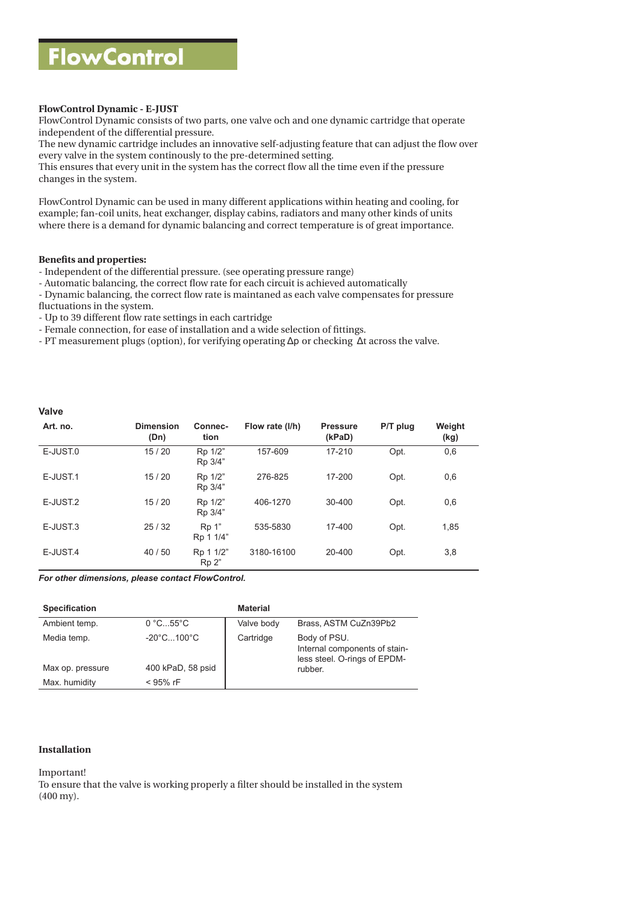# FlowControl

**FlowControl Dynamic - E-JUST**

FlowControl Dynamic consists of two parts, one valve och and one dynamic cartridge that operate independent of the differential pressure.
The new dynamic cartridge includes an innovative self-adjusting feature that can adjust the flow over every valve in the system continously to the pre-determined setting.
This ensures that every unit in the system has the correct flow all the time even if the pressure changes in the system.

FlowControl Dynamic can be used in many different applications within heating and cooling, for example; fan-coil units, heat exchanger, display cabins, radiators and many other kinds of units where there is a demand for dynamic balancing and correct temperature is of great importance.

**Benefits and properties:**

- Independent of the differential pressure. (see operating pressure range)
- Automatic balancing, the correct flow rate for each circuit is achieved automatically
- Dynamic balancing, the correct flow rate is maintaned as each valve compensates for pressure fluctuations in the system.
- Up to 39 different flow rate settings in each cartridge
- Female connection, for ease of installation and a wide selection of fittings.
- PT measurement plugs (option), for verifying operating Δp or checking Δt across the valve.

**Valve**

| Art. no. | Dimension (Dn) | Connec-tion | Flow rate (l/h) | Pressure (kPaD) | P/T plug | Weight (kg) |
|---|---|---|---|---|---|---|
| E-JUST.0 | 15 / 20 | Rp 1/2" Rp 3/4" | 157-609 | 17-210 | Opt. | 0,6 |
| E-JUST.1 | 15 / 20 | Rp 1/2" Rp 3/4" | 276-825 | 17-200 | Opt. | 0,6 |
| E-JUST.2 | 15 / 20 | Rp 1/2" Rp 3/4" | 406-1270 | 30-400 | Opt. | 0,6 |
| E-JUST.3 | 25 / 32 | Rp 1" Rp 1 1/4" | 535-5830 | 17-400 | Opt. | 1,85 |
| E-JUST.4 | 40 / 50 | Rp 1 1/2" Rp 2" | 3180-16100 | 20-400 | Opt. | 3,8 |

***For other dimensions, please contact FlowControl.***

| Specification | | Material | |
|---|---|---|---|
| Ambient temp. | 0 °C...55°C | Valve body | Brass, ASTM CuZn39Pb2 |
| Media temp. | -20°C...100°C | Cartridge | Body of PSU. Internal components of stainless steel. O-rings of EPDM-rubber. |
| Max op. pressure | 400 kPaD, 58 psid | | |
| Max. humidity | < 95% rF | | |

**Installation**

Important!
To ensure that the valve is working properly a filter should be installed in the system (400 my).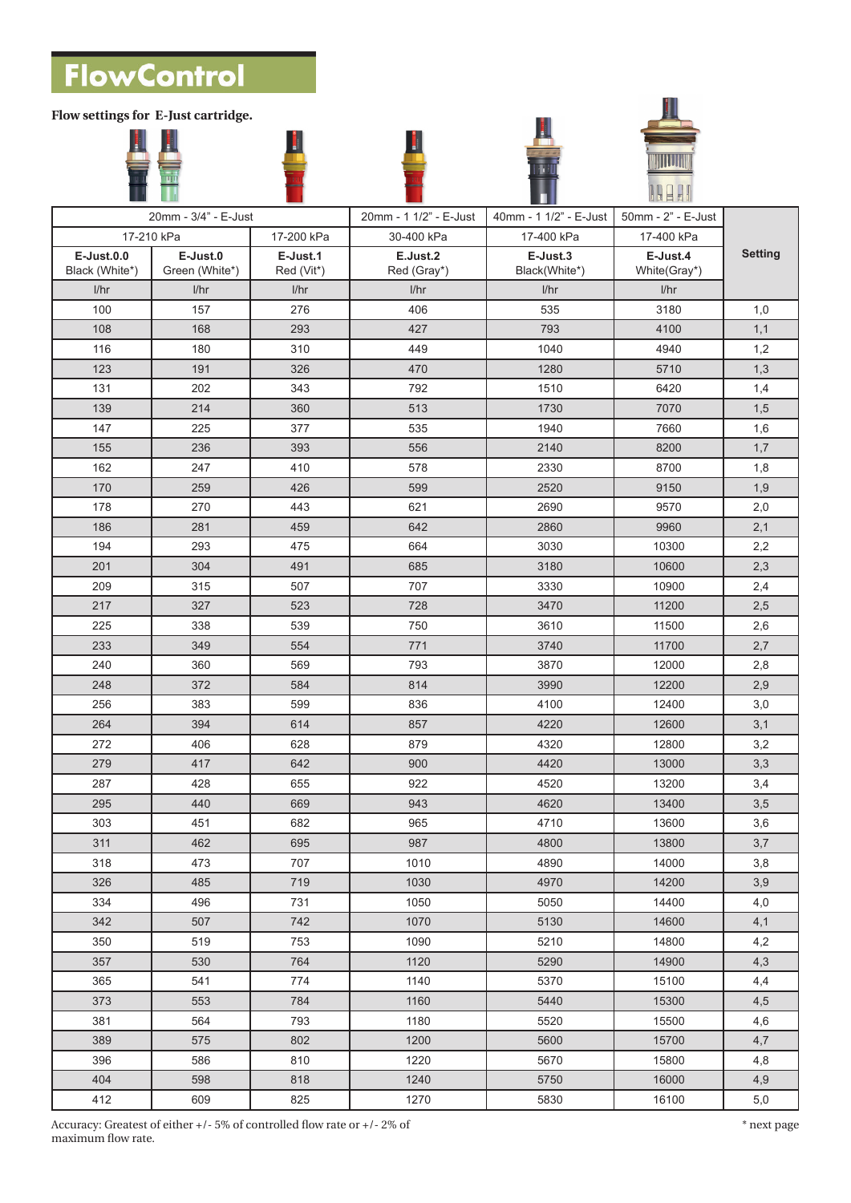# FlowControl

**Flow settings for E-Just cartridge.**

| 20mm - 3/4" - E-Just | | | 20mm - 1 1/2" - E-Just | 40mm - 1 1/2" - E-Just | 50mm - 2" - E-Just | |
|---|---|---|---|---|---|---|
| 17-210 kPa | | 17-200 kPa | 30-400 kPa | 17-400 kPa | 17-400 kPa | |
| **E-Just.0.0** Black (White*) | **E-Just.0** Green (White*) | **E-Just.1** Red (Vit*) | **E.Just.2** Red (Gray*) | **E-Just.3** Black(White*) | **E-Just.4** White(Gray*) | **Setting** |
| l/hr | l/hr | l/hr | l/hr | l/hr | l/hr | |
| 100 | 157 | 276 | 406 | 535 | 3180 | 1,0 |
| 108 | 168 | 293 | 427 | 793 | 4100 | 1,1 |
| 116 | 180 | 310 | 449 | 1040 | 4940 | 1,2 |
| 123 | 191 | 326 | 470 | 1280 | 5710 | 1,3 |
| 131 | 202 | 343 | 792 | 1510 | 6420 | 1,4 |
| 139 | 214 | 360 | 513 | 1730 | 7070 | 1,5 |
| 147 | 225 | 377 | 535 | 1940 | 7660 | 1,6 |
| 155 | 236 | 393 | 556 | 2140 | 8200 | 1,7 |
| 162 | 247 | 410 | 578 | 2330 | 8700 | 1,8 |
| 170 | 259 | 426 | 599 | 2520 | 9150 | 1,9 |
| 178 | 270 | 443 | 621 | 2690 | 9570 | 2,0 |
| 186 | 281 | 459 | 642 | 2860 | 9960 | 2,1 |
| 194 | 293 | 475 | 664 | 3030 | 10300 | 2,2 |
| 201 | 304 | 491 | 685 | 3180 | 10600 | 2,3 |
| 209 | 315 | 507 | 707 | 3330 | 10900 | 2,4 |
| 217 | 327 | 523 | 728 | 3470 | 11200 | 2,5 |
| 225 | 338 | 539 | 750 | 3610 | 11500 | 2,6 |
| 233 | 349 | 554 | 771 | 3740 | 11700 | 2,7 |
| 240 | 360 | 569 | 793 | 3870 | 12000 | 2,8 |
| 248 | 372 | 584 | 814 | 3990 | 12200 | 2,9 |
| 256 | 383 | 599 | 836 | 4100 | 12400 | 3,0 |
| 264 | 394 | 614 | 857 | 4220 | 12600 | 3,1 |
| 272 | 406 | 628 | 879 | 4320 | 12800 | 3,2 |
| 279 | 417 | 642 | 900 | 4420 | 13000 | 3,3 |
| 287 | 428 | 655 | 922 | 4520 | 13200 | 3,4 |
| 295 | 440 | 669 | 943 | 4620 | 13400 | 3,5 |
| 303 | 451 | 682 | 965 | 4710 | 13600 | 3,6 |
| 311 | 462 | 695 | 987 | 4800 | 13800 | 3,7 |
| 318 | 473 | 707 | 1010 | 4890 | 14000 | 3,8 |
| 326 | 485 | 719 | 1030 | 4970 | 14200 | 3,9 |
| 334 | 496 | 731 | 1050 | 5050 | 14400 | 4,0 |
| 342 | 507 | 742 | 1070 | 5130 | 14600 | 4,1 |
| 350 | 519 | 753 | 1090 | 5210 | 14800 | 4,2 |
| 357 | 530 | 764 | 1120 | 5290 | 14900 | 4,3 |
| 365 | 541 | 774 | 1140 | 5370 | 15100 | 4,4 |
| 373 | 553 | 784 | 1160 | 5440 | 15300 | 4,5 |
| 381 | 564 | 793 | 1180 | 5520 | 15500 | 4,6 |
| 389 | 575 | 802 | 1200 | 5600 | 15700 | 4,7 |
| 396 | 586 | 810 | 1220 | 5670 | 15800 | 4,8 |
| 404 | 598 | 818 | 1240 | 5750 | 16000 | 4,9 |
| 412 | 609 | 825 | 1270 | 5830 | 16100 | 5,0 |

Accuracy: Greatest of either +/- 5% of controlled flow rate or +/- 2% of maximum flow rate.

\* next page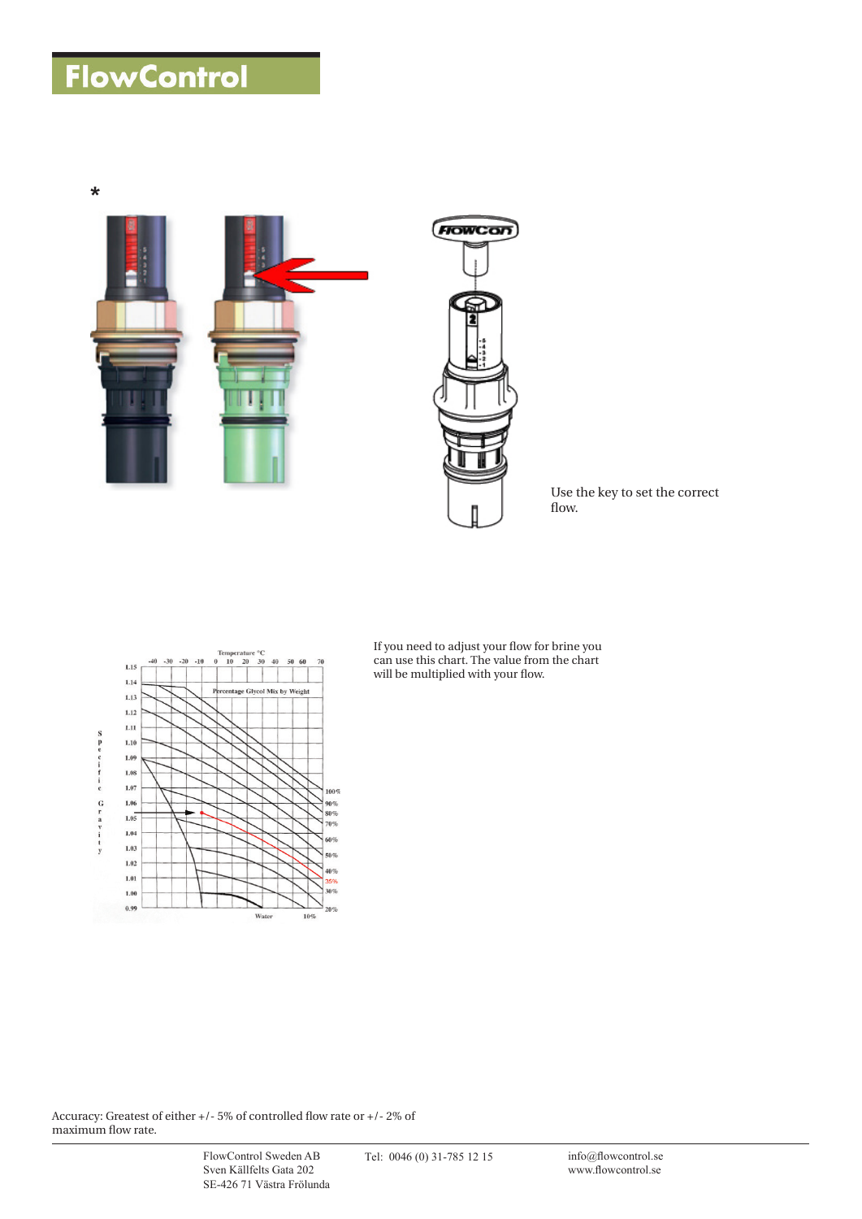# FlowControl

*

Use the key to set the correct flow.

Temperature °C

-40 -30 -20 -10 0 10 20 30 40 50 60 70

Percentage Glycol Mix by Weight

Specific Gravity

1.15
1.14
1.13
1.12
1.11
1.10
1.09
1.08
1.07
1.06
1.05
1.04
1.03
1.02
1.01
1.00
0.99

100%
90%
80%
70%
60%
50%
40%
25%
30%
20%

Water 10%

If you need to adjust your flow for brine you can use this chart. The value from the chart will be multiplied with your flow.

Accuracy: Greatest of either +/- 5% of controlled flow rate or +/- 2% of maximum flow rate.

FlowControl Sweden AB
Sven Källfelts Gata 202
SE-426 71 Västra Frölunda

Tel: 0046 (0) 31-785 12 15

info@flowcontrol.se
www.flowcontrol.se